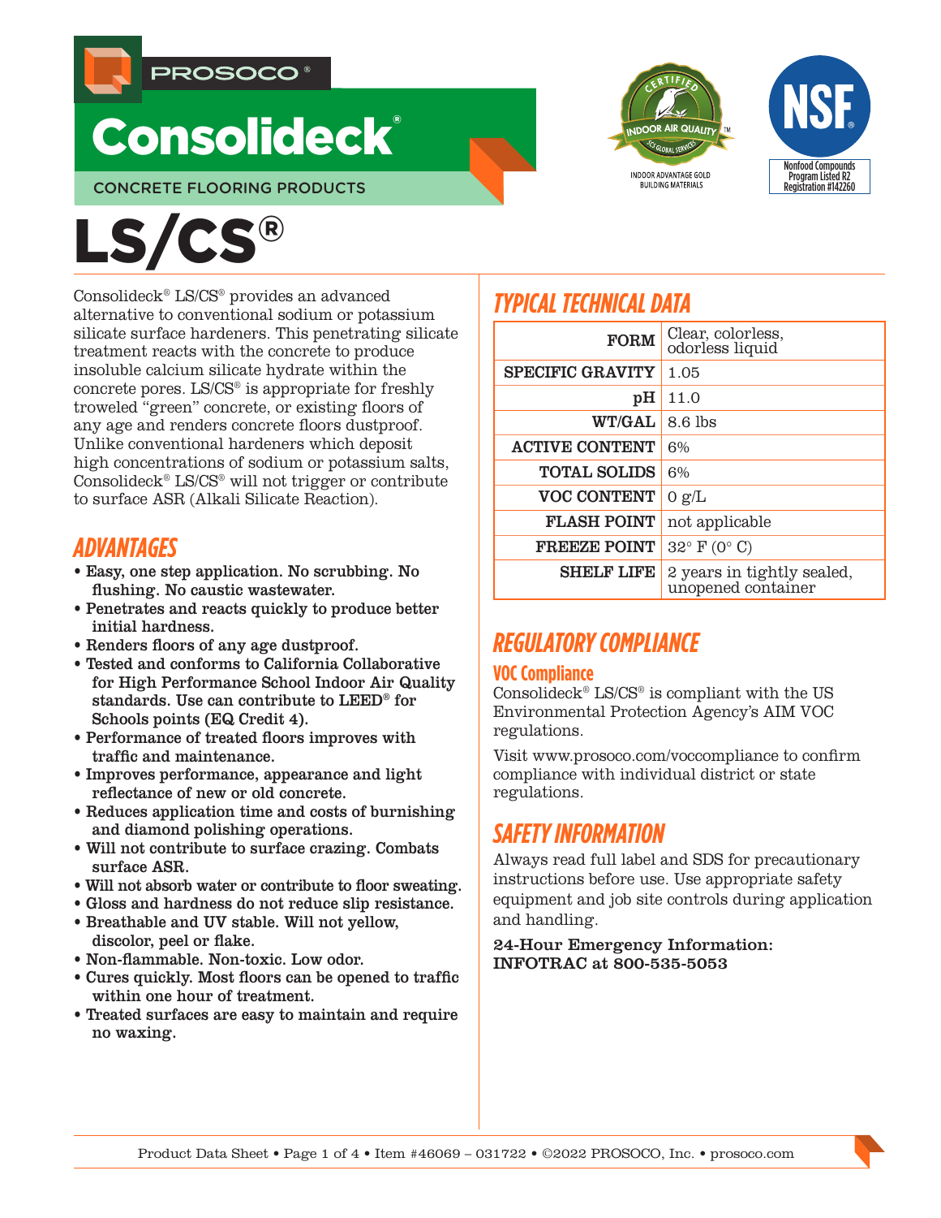PROSOCO®

# Consolideck®

CONCRETE FLOORING PRODUCTS

CERTIFIED INDOOR AIR QUALITY™ SCS GLOBAL SERVICES

INDOOR ADVANTAGE GOLD BUILDING MATERIALS

NSF® Nonfood Compounds Program Listed R2 Registration #142260

# LS/CS®

Consolideck® LS/CS® provides an advanced alternative to conventional sodium or potassium silicate surface hardeners. This penetrating silicate treatment reacts with the concrete to produce insoluble calcium silicate hydrate within the concrete pores. LS/CS® is appropriate for freshly troweled "green" concrete, or existing floors of any age and renders concrete floors dustproof. Unlike conventional hardeners which deposit high concentrations of sodium or potassium salts, Consolideck® LS/CS® will not trigger or contribute to surface ASR (Alkali Silicate Reaction).

## ADVANTAGES

- **Easy, one step application. No scrubbing. No flushing. No caustic wastewater.**
- **Penetrates and reacts quickly to produce better initial hardness.**
- **Renders floors of any age dustproof.**
- **Tested and conforms to California Collaborative for High Performance School Indoor Air Quality standards. Use can contribute to LEED® for Schools points (EQ Credit 4).**
- **Performance of treated floors improves with traffic and maintenance.**
- **Improves performance, appearance and light reflectance of new or old concrete.**
- **Reduces application time and costs of burnishing and diamond polishing operations.**
- **Will not contribute to surface crazing. Combats surface ASR.**
- **Will not absorb water or contribute to floor sweating.**
- **Gloss and hardness do not reduce slip resistance.**
- **Breathable and UV stable. Will not yellow, discolor, peel or flake.**
- **Non-flammable. Non-toxic. Low odor.**
- **Cures quickly. Most floors can be opened to traffic within one hour of treatment.**
- **Treated surfaces are easy to maintain and require no waxing.**

## TYPICAL TECHNICAL DATA

| | |
|---|---|
| **FORM** | Clear, colorless, odorless liquid |
| **SPECIFIC GRAVITY** | 1.05 |
| **pH** | 11.0 |
| **WT/GAL** | 8.6 lbs |
| **ACTIVE CONTENT** | 6% |
| **TOTAL SOLIDS** | 6% |
| **VOC CONTENT** | 0 g/L |
| **FLASH POINT** | not applicable |
| **FREEZE POINT** | 32° F (0° C) |
| **SHELF LIFE** | 2 years in tightly sealed, unopened container |

## REGULATORY COMPLIANCE

### VOC Compliance

Consolideck® LS/CS® is compliant with the US Environmental Protection Agency's AIM VOC regulations.

Visit www.prosoco.com/voccompliance to confirm compliance with individual district or state regulations.

## SAFETY INFORMATION

Always read full label and SDS for precautionary instructions before use. Use appropriate safety equipment and job site controls during application and handling.

**24-Hour Emergency Information: INFOTRAC at 800-535-5053**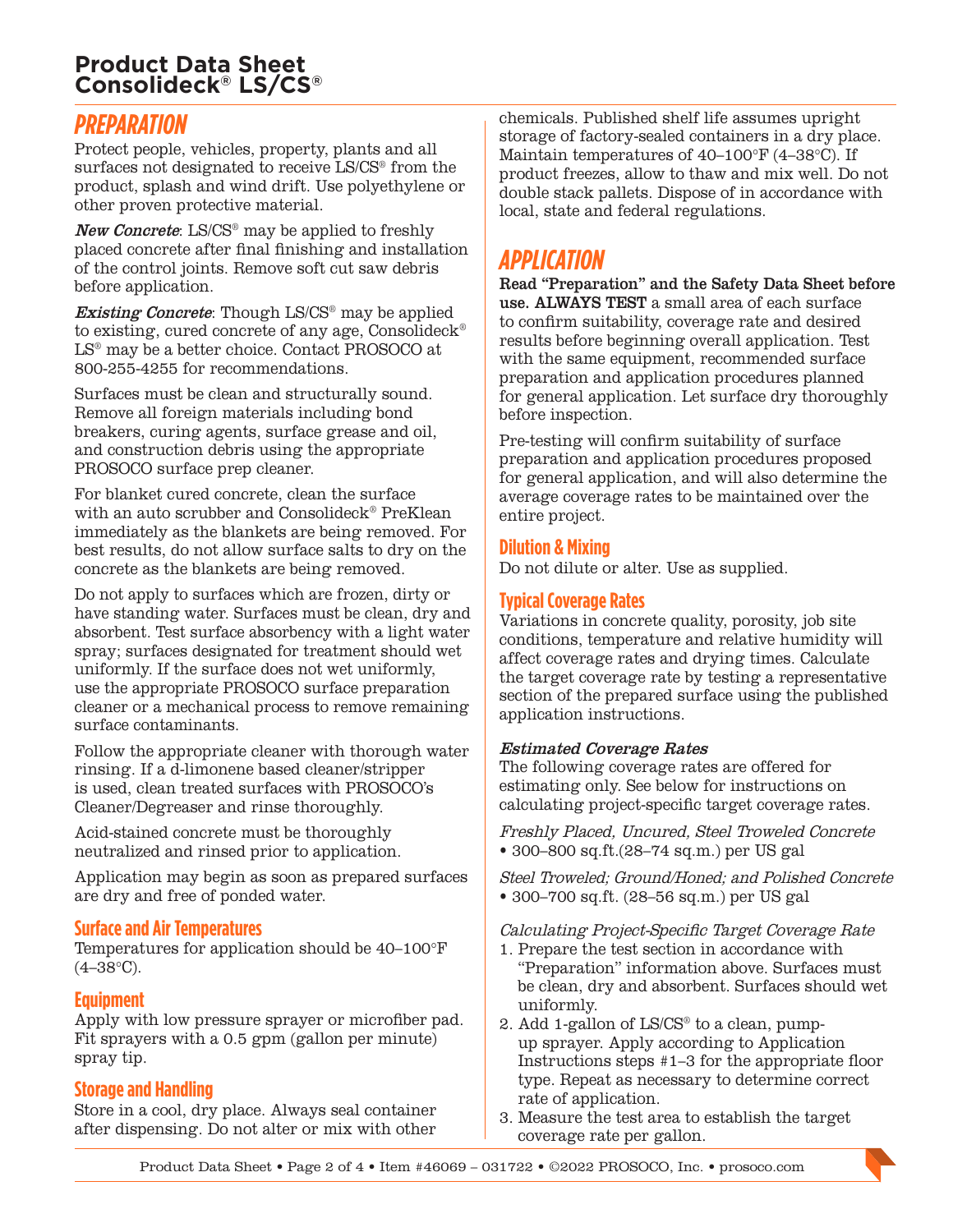## PREPARATION

Protect people, vehicles, property, plants and all surfaces not designated to receive LS/CS® from the product, splash and wind drift. Use polyethylene or other proven protective material.

***New Concrete***: LS/CS® may be applied to freshly placed concrete after final finishing and installation of the control joints. Remove soft cut saw debris before application.

***Existing Concrete***: Though LS/CS® may be applied to existing, cured concrete of any age, Consolideck® LS® may be a better choice. Contact PROSOCO at 800-255-4255 for recommendations.

Surfaces must be clean and structurally sound. Remove all foreign materials including bond breakers, curing agents, surface grease and oil, and construction debris using the appropriate PROSOCO surface prep cleaner.

For blanket cured concrete, clean the surface with an auto scrubber and Consolideck® PreKlean immediately as the blankets are being removed. For best results, do not allow surface salts to dry on the concrete as the blankets are being removed.

Do not apply to surfaces which are frozen, dirty or have standing water. Surfaces must be clean, dry and absorbent. Test surface absorbency with a light water spray; surfaces designated for treatment should wet uniformly. If the surface does not wet uniformly, use the appropriate PROSOCO surface preparation cleaner or a mechanical process to remove remaining surface contaminants.

Follow the appropriate cleaner with thorough water rinsing. If a d-limonene based cleaner/stripper is used, clean treated surfaces with PROSOCO's Cleaner/Degreaser and rinse thoroughly.

Acid-stained concrete must be thoroughly neutralized and rinsed prior to application.

Application may begin as soon as prepared surfaces are dry and free of ponded water.

### Surface and Air Temperatures

Temperatures for application should be 40–100°F (4–38°C).

### Equipment

Apply with low pressure sprayer or microfiber pad. Fit sprayers with a 0.5 gpm (gallon per minute) spray tip.

### Storage and Handling

Store in a cool, dry place. Always seal container after dispensing. Do not alter or mix with other chemicals. Published shelf life assumes upright storage of factory-sealed containers in a dry place. Maintain temperatures of 40–100°F (4–38°C). If product freezes, allow to thaw and mix well. Do not double stack pallets. Dispose of in accordance with local, state and federal regulations.

## APPLICATION

**Read "Preparation" and the Safety Data Sheet before use. ALWAYS TEST** a small area of each surface to confirm suitability, coverage rate and desired results before beginning overall application. Test with the same equipment, recommended surface preparation and application procedures planned for general application. Let surface dry thoroughly before inspection.

Pre-testing will confirm suitability of surface preparation and application procedures proposed for general application, and will also determine the average coverage rates to be maintained over the entire project.

### Dilution & Mixing

Do not dilute or alter. Use as supplied.

### Typical Coverage Rates

Variations in concrete quality, porosity, job site conditions, temperature and relative humidity will affect coverage rates and drying times. Calculate the target coverage rate by testing a representative section of the prepared surface using the published application instructions.

***Estimated Coverage Rates***

The following coverage rates are offered for estimating only. See below for instructions on calculating project-specific target coverage rates.

*Freshly Placed, Uncured, Steel Troweled Concrete*

- 300–800 sq.ft.(28–74 sq.m.) per US gal

*Steel Troweled; Ground/Honed; and Polished Concrete*

- 300–700 sq.ft. (28–56 sq.m.) per US gal

*Calculating Project-Specific Target Coverage Rate*

1. Prepare the test section in accordance with "Preparation" information above. Surfaces must be clean, dry and absorbent. Surfaces should wet uniformly.
2. Add 1-gallon of LS/CS® to a clean, pump-up sprayer. Apply according to Application Instructions steps #1–3 for the appropriate floor type. Repeat as necessary to determine correct rate of application.
3. Measure the test area to establish the target coverage rate per gallon.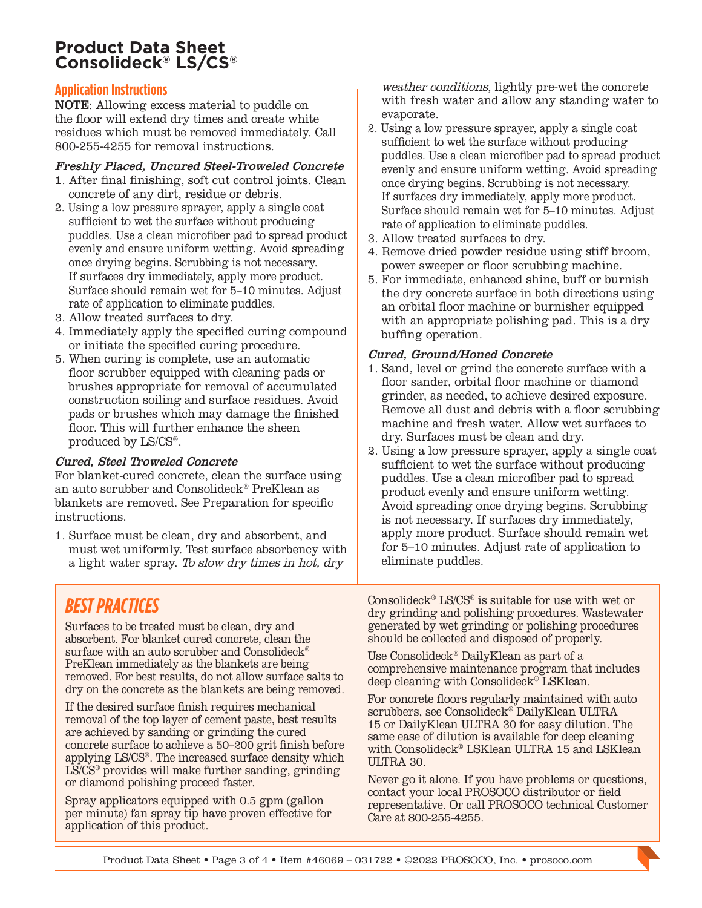# Product Data Sheet
# Consolideck® LS/CS®

## Application Instructions

**NOTE**: Allowing excess material to puddle on the floor will extend dry times and create white residues which must be removed immediately. Call 800-255-4255 for removal instructions.

### *Freshly Placed, Uncured Steel-Troweled Concrete*

1. After final finishing, soft cut control joints. Clean concrete of any dirt, residue or debris.
2. Using a low pressure sprayer, apply a single coat sufficient to wet the surface without producing puddles. Use a clean microfiber pad to spread product evenly and ensure uniform wetting. Avoid spreading once drying begins. Scrubbing is not necessary. If surfaces dry immediately, apply more product. Surface should remain wet for 5–10 minutes. Adjust rate of application to eliminate puddles.
3. Allow treated surfaces to dry.
4. Immediately apply the specified curing compound or initiate the specified curing procedure.
5. When curing is complete, use an automatic floor scrubber equipped with cleaning pads or brushes appropriate for removal of accumulated construction soiling and surface residues. Avoid pads or brushes which may damage the finished floor. This will further enhance the sheen produced by LS/CS®.

### *Cured, Steel Troweled Concrete*

For blanket-cured concrete, clean the surface using an auto scrubber and Consolideck® PreKlean as blankets are removed. See Preparation for specific instructions.

1. Surface must be clean, dry and absorbent, and must wet uniformly. Test surface absorbency with a light water spray. *To slow dry times in hot, dry weather conditions*, lightly pre-wet the concrete with fresh water and allow any standing water to evaporate.
2. Using a low pressure sprayer, apply a single coat sufficient to wet the surface without producing puddles. Use a clean microfiber pad to spread product evenly and ensure uniform wetting. Avoid spreading once drying begins. Scrubbing is not necessary. If surfaces dry immediately, apply more product. Surface should remain wet for 5–10 minutes. Adjust rate of application to eliminate puddles.
3. Allow treated surfaces to dry.
4. Remove dried powder residue using stiff broom, power sweeper or floor scrubbing machine.
5. For immediate, enhanced shine, buff or burnish the dry concrete surface in both directions using an orbital floor machine or burnisher equipped with an appropriate polishing pad. This is a dry buffing operation.

### *Cured, Ground/Honed Concrete*

1. Sand, level or grind the concrete surface with a floor sander, orbital floor machine or diamond grinder, as needed, to achieve desired exposure. Remove all dust and debris with a floor scrubbing machine and fresh water. Allow wet surfaces to dry. Surfaces must be clean and dry.
2. Using a low pressure sprayer, apply a single coat sufficient to wet the surface without producing puddles. Use a clean microfiber pad to spread product evenly and ensure uniform wetting. Avoid spreading once drying begins. Scrubbing is not necessary. If surfaces dry immediately, apply more product. Surface should remain wet for 5–10 minutes. Adjust rate of application to eliminate puddles.

## BEST PRACTICES

Surfaces to be treated must be clean, dry and absorbent. For blanket cured concrete, clean the surface with an auto scrubber and Consolideck® PreKlean immediately as the blankets are being removed. For best results, do not allow surface salts to dry on the concrete as the blankets are being removed.

If the desired surface finish requires mechanical removal of the top layer of cement paste, best results are achieved by sanding or grinding the cured concrete surface to achieve a 50–200 grit finish before applying LS/CS®. The increased surface density which LS/CS® provides will make further sanding, grinding or diamond polishing proceed faster.

Spray applicators equipped with 0.5 gpm (gallon per minute) fan spray tip have proven effective for application of this product.

Consolideck® LS/CS® is suitable for use with wet or dry grinding and polishing procedures. Wastewater generated by wet grinding or polishing procedures should be collected and disposed of properly.

Use Consolideck® DailyKlean as part of a comprehensive maintenance program that includes deep cleaning with Consolideck® LSKlean.

For concrete floors regularly maintained with auto scrubbers, see Consolideck® DailyKlean ULTRA 15 or DailyKlean ULTRA 30 for easy dilution. The same ease of dilution is available for deep cleaning with Consolideck® LSKlean ULTRA 15 and LSKlean ULTRA 30.

Never go it alone. If you have problems or questions, contact your local PROSOCO distributor or field representative. Or call PROSOCO technical Customer Care at 800-255-4255.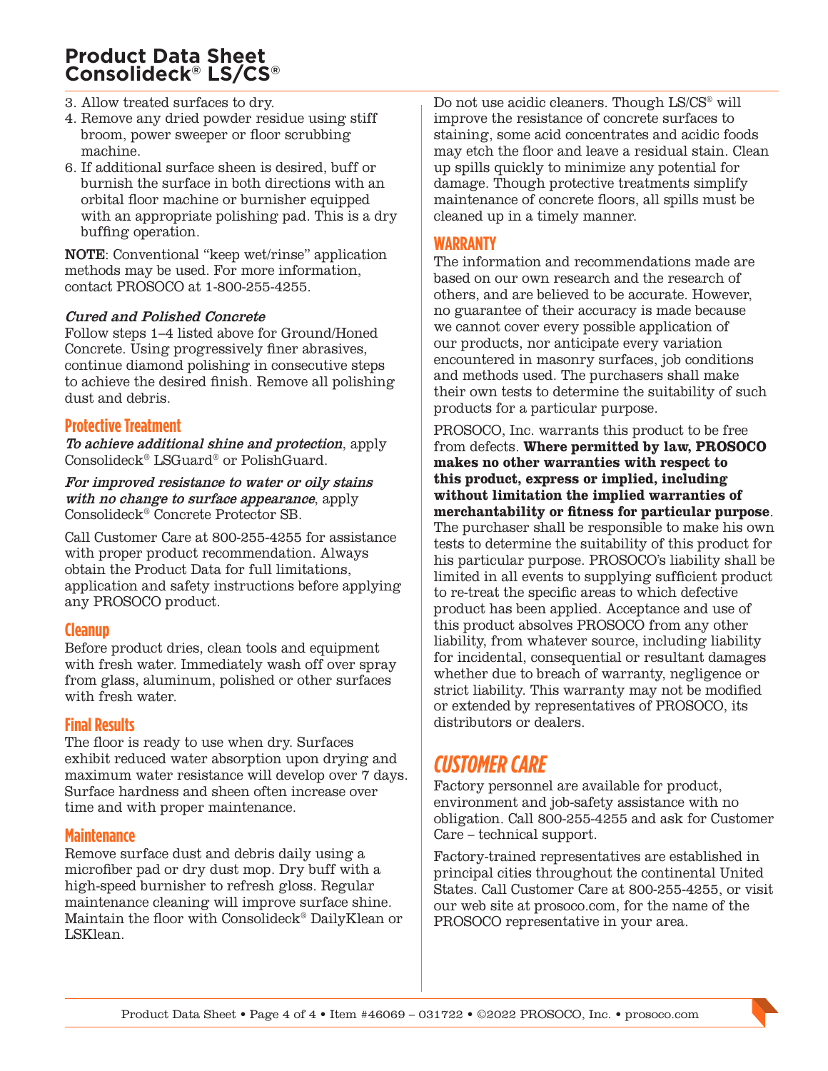3. Allow treated surfaces to dry.
4. Remove any dried powder residue using stiff broom, power sweeper or floor scrubbing machine.
6. If additional surface sheen is desired, buff or burnish the surface in both directions with an orbital floor machine or burnisher equipped with an appropriate polishing pad. This is a dry buffing operation.

**NOTE**: Conventional “keep wet/rinse” application methods may be used. For more information, contact PROSOCO at 1-800-255-4255.

***Cured and Polished Concrete***

Follow steps 1–4 listed above for Ground/Honed Concrete. Using progressively finer abrasives, continue diamond polishing in consecutive steps to achieve the desired finish. Remove all polishing dust and debris.

## Protective Treatment

***To achieve additional shine and protection***, apply Consolideck® LSGuard® or PolishGuard.

***For improved resistance to water or oily stains with no change to surface appearance***, apply Consolideck® Concrete Protector SB.

Call Customer Care at 800-255-4255 for assistance with proper product recommendation. Always obtain the Product Data for full limitations, application and safety instructions before applying any PROSOCO product.

## Cleanup

Before product dries, clean tools and equipment with fresh water. Immediately wash off over spray from glass, aluminum, polished or other surfaces with fresh water.

## Final Results

The floor is ready to use when dry. Surfaces exhibit reduced water absorption upon drying and maximum water resistance will develop over 7 days. Surface hardness and sheen often increase over time and with proper maintenance.

## Maintenance

Remove surface dust and debris daily using a microfiber pad or dry dust mop. Dry buff with a high-speed burnisher to refresh gloss. Regular maintenance cleaning will improve surface shine. Maintain the floor with Consolideck® DailyKlean or LSKlean.

Do not use acidic cleaners. Though LS/CS® will improve the resistance of concrete surfaces to staining, some acid concentrates and acidic foods may etch the floor and leave a residual stain. Clean up spills quickly to minimize any potential for damage. Though protective treatments simplify maintenance of concrete floors, all spills must be cleaned up in a timely manner.

## WARRANTY

The information and recommendations made are based on our own research and the research of others, and are believed to be accurate. However, no guarantee of their accuracy is made because we cannot cover every possible application of our products, nor anticipate every variation encountered in masonry surfaces, job conditions and methods used. The purchasers shall make their own tests to determine the suitability of such products for a particular purpose.

PROSOCO, Inc. warrants this product to be free from defects. **Where permitted by law, PROSOCO makes no other warranties with respect to this product, express or implied, including without limitation the implied warranties of merchantability or fitness for particular purpose**. The purchaser shall be responsible to make his own tests to determine the suitability of this product for his particular purpose. PROSOCO’s liability shall be limited in all events to supplying sufficient product to re-treat the specific areas to which defective product has been applied. Acceptance and use of this product absolves PROSOCO from any other liability, from whatever source, including liability for incidental, consequential or resultant damages whether due to breach of warranty, negligence or strict liability. This warranty may not be modified or extended by representatives of PROSOCO, its distributors or dealers.

# CUSTOMER CARE

Factory personnel are available for product, environment and job-safety assistance with no obligation. Call 800-255-4255 and ask for Customer Care – technical support.

Factory-trained representatives are established in principal cities throughout the continental United States. Call Customer Care at 800-255-4255, or visit our web site at prosoco.com, for the name of the PROSOCO representative in your area.